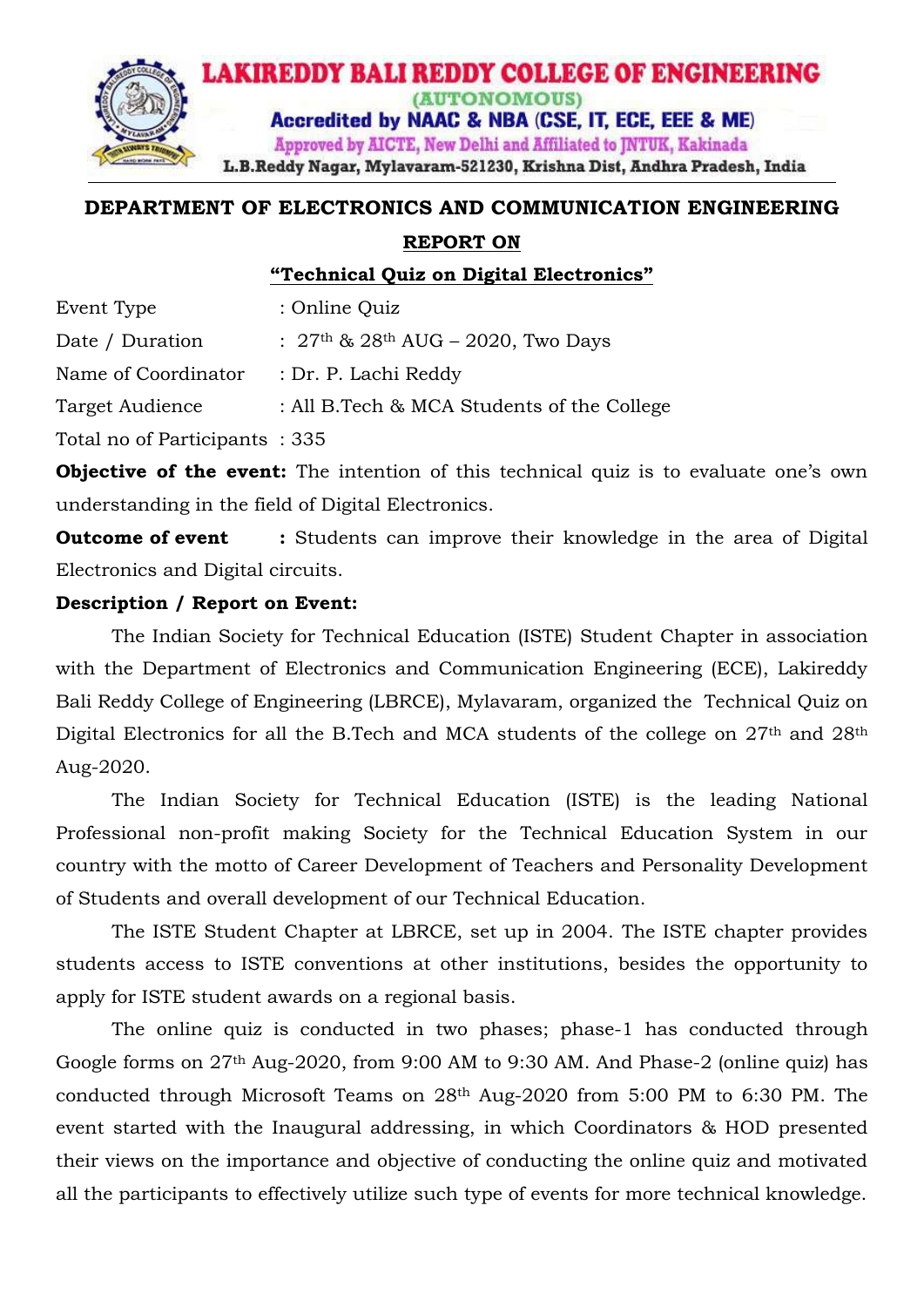**LAKIREDDY BALI REDDY COLLEGE OF ENGINEERING**
**(AUTONOMOUS)**
**Accredited by NAAC & NBA (CSE, IT, ECE, EEE & ME)**
Approved by AICTE, New Delhi and Affiliated to JNTUK, Kakinada
L.B.Reddy Nagar, Mylavaram-521230, Krishna Dist, Andhra Pradesh, India

## DEPARTMENT OF ELECTRONICS AND COMMUNICATION ENGINEERING

### REPORT ON

### "Technical Quiz on Digital Electronics"

Event Type : Online Quiz

Date / Duration : 27th & 28th AUG – 2020, Two Days

Name of Coordinator : Dr. P. Lachi Reddy

Target Audience : All B.Tech & MCA Students of the College

Total no of Participants : 335

**Objective of the event:** The intention of this technical quiz is to evaluate one's own understanding in the field of Digital Electronics.

**Outcome of event :** Students can improve their knowledge in the area of Digital Electronics and Digital circuits.

**Description / Report on Event:**

The Indian Society for Technical Education (ISTE) Student Chapter in association with the Department of Electronics and Communication Engineering (ECE), Lakireddy Bali Reddy College of Engineering (LBRCE), Mylavaram, organized the Technical Quiz on Digital Electronics for all the B.Tech and MCA students of the college on 27th and 28th Aug-2020.

The Indian Society for Technical Education (ISTE) is the leading National Professional non-profit making Society for the Technical Education System in our country with the motto of Career Development of Teachers and Personality Development of Students and overall development of our Technical Education.

The ISTE Student Chapter at LBRCE, set up in 2004. The ISTE chapter provides students access to ISTE conventions at other institutions, besides the opportunity to apply for ISTE student awards on a regional basis.

The online quiz is conducted in two phases; phase-1 has conducted through Google forms on 27th Aug-2020, from 9:00 AM to 9:30 AM. And Phase-2 (online quiz) has conducted through Microsoft Teams on 28th Aug-2020 from 5:00 PM to 6:30 PM. The event started with the Inaugural addressing, in which Coordinators & HOD presented their views on the importance and objective of conducting the online quiz and motivated all the participants to effectively utilize such type of events for more technical knowledge.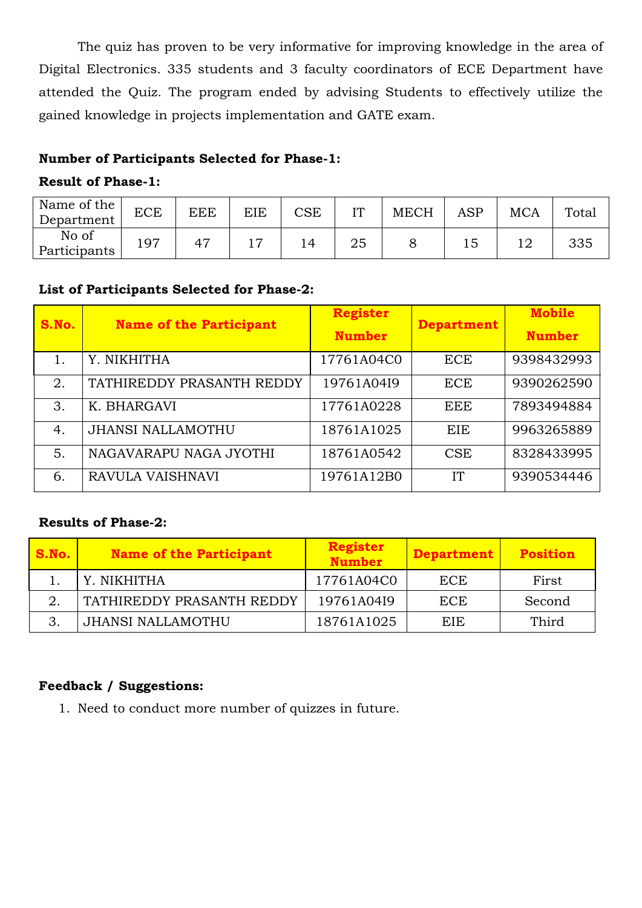The quiz has proven to be very informative for improving knowledge in the area of Digital Electronics. 335 students and 3 faculty coordinators of ECE Department have attended the Quiz. The program ended by advising Students to effectively utilize the gained knowledge in projects implementation and GATE exam.

**Number of Participants Selected for Phase-1:**

**Result of Phase-1:**

| Name of the Department | ECE | EEE | EIE | CSE | IT | MECH | ASP | MCA | Total |
|---|---|---|---|---|---|---|---|---|---|
| No of Participants | 197 | 47 | 17 | 14 | 25 | 8 | 15 | 12 | 335 |

**List of Participants Selected for Phase-2:**

| S.No. | Name of the Participant | Register Number | Department | Mobile Number |
|---|---|---|---|---|
| 1. | Y. NIKHITHA | 17761A04C0 | ECE | 9398432993 |
| 2. | TATHIREDDY PRASANTH REDDY | 19761A04I9 | ECE | 9390262590 |
| 3. | K. BHARGAVI | 17761A0228 | EEE | 7893494884 |
| 4. | JHANSI NALLAMOTHU | 18761A1025 | EIE | 9963265889 |
| 5. | NAGAVARAPU NAGA JYOTHI | 18761A0542 | CSE | 8328433995 |
| 6. | RAVULA VAISHNAVI | 19761A12B0 | IT | 9390534446 |

**Results of Phase-2:**

| S.No. | Name of the Participant | Register Number | Department | Position |
|---|---|---|---|---|
| 1. | Y. NIKHITHA | 17761A04C0 | ECE | First |
| 2. | TATHIREDDY PRASANTH REDDY | 19761A04I9 | ECE | Second |
| 3. | JHANSI NALLAMOTHU | 18761A1025 | EIE | Third |

**Feedback / Suggestions:**

1. Need to conduct more number of quizzes in future.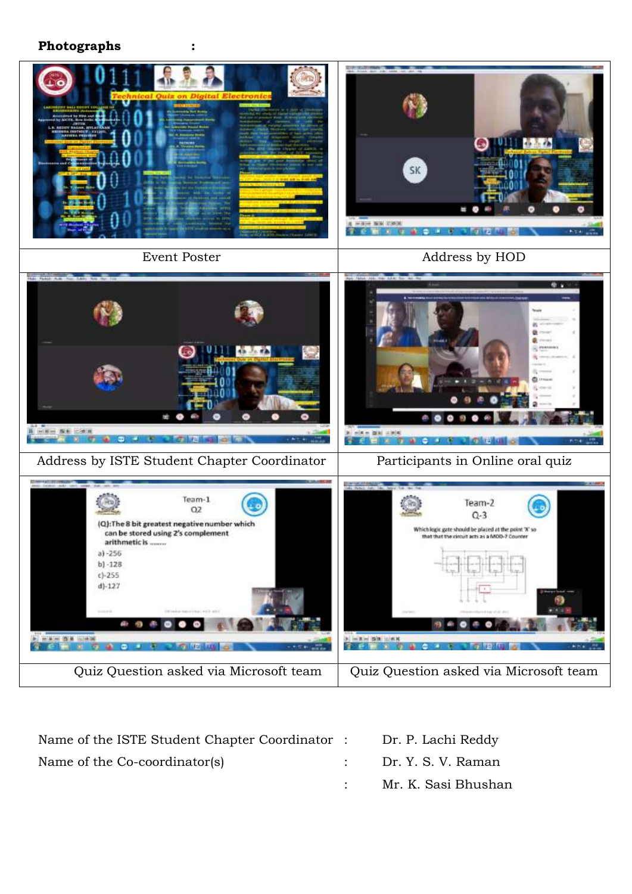**Photographs :**

| | |
|---|---|
| Event Poster | Address by HOD |
| Address by ISTE Student Chapter Coordinator | Participants in Online oral quiz |
| Quiz Question asked via Microsoft team | Quiz Question asked via Microsoft team |

Name of the ISTE Student Chapter Coordinator : Dr. P. Lachi Reddy

Name of the Co-coordinator(s) : Dr. Y. S. V. Raman

: Mr. K. Sasi Bhushan